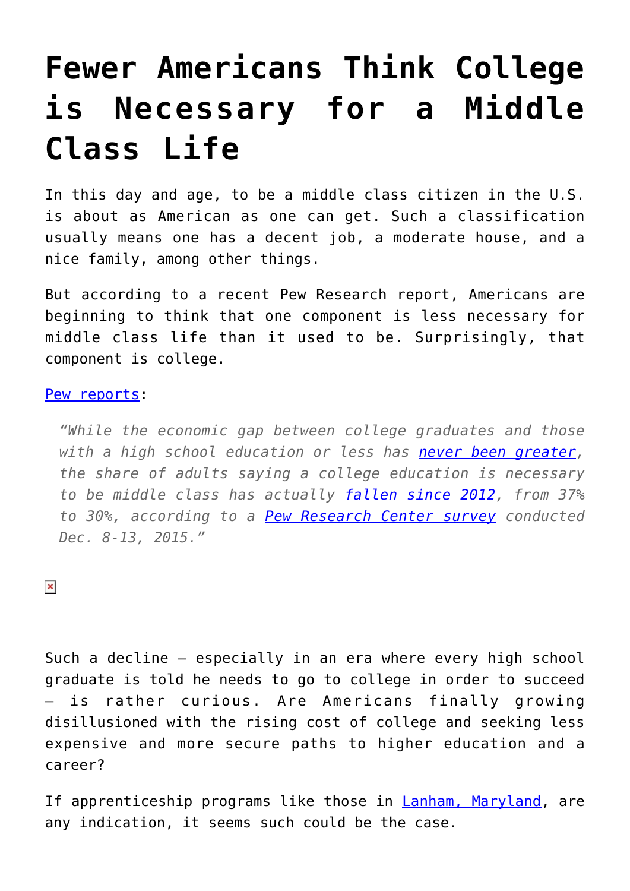# Fewer Americans Think College is Necessary for a Middle Class Life

In this day and age, to be a middle class citizen in the U.S. is about as American as one can get. Such a classification usually means one has a decent job, a moderate house, and a nice family, among other things.

But according to a recent Pew Research report, Americans are beginning to think that one component is less necessary for middle class life than it used to be. Surprisingly, that component is college.

Pew reports:

> *"While the economic gap between college graduates and those with a high school education or less has never been greater, the share of adults saying a college education is necessary to be middle class has actually fallen since 2012, from 37% to 30%, according to a Pew Research Center survey conducted Dec. 8-13, 2015."*

Such a decline – especially in an era where every high school graduate is told he needs to go to college in order to succeed – is rather curious. Are Americans finally growing disillusioned with the rising cost of college and seeking less expensive and more secure paths to higher education and a career?

If apprenticeship programs like those in Lanham, Maryland, are any indication, it seems such could be the case.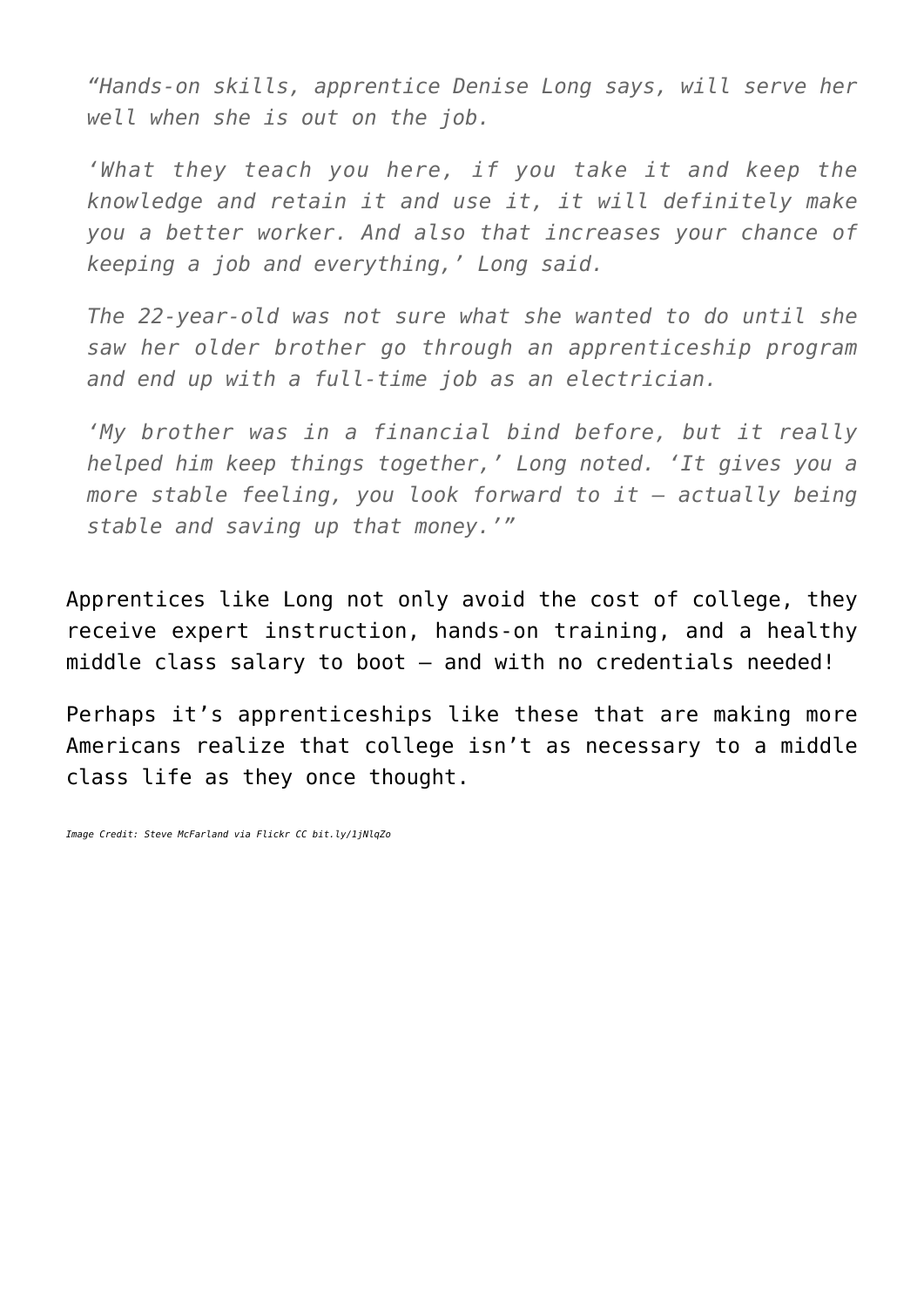> *"Hands-on skills, apprentice Denise Long says, will serve her well when she is out on the job.*
>
> *'What they teach you here, if you take it and keep the knowledge and retain it and use it, it will definitely make you a better worker. And also that increases your chance of keeping a job and everything,' Long said.*
>
> *The 22-year-old was not sure what she wanted to do until she saw her older brother go through an apprenticeship program and end up with a full-time job as an electrician.*
>
> *'My brother was in a financial bind before, but it really helped him keep things together,' Long noted. 'It gives you a more stable feeling, you look forward to it – actually being stable and saving up that money.'"*

Apprentices like Long not only avoid the cost of college, they receive expert instruction, hands-on training, and a healthy middle class salary to boot – and with no credentials needed!

Perhaps it's apprenticeships like these that are making more Americans realize that college isn't as necessary to a middle class life as they once thought.

*Image Credit: Steve McFarland via Flickr CC bit.ly/1jNlqZo*